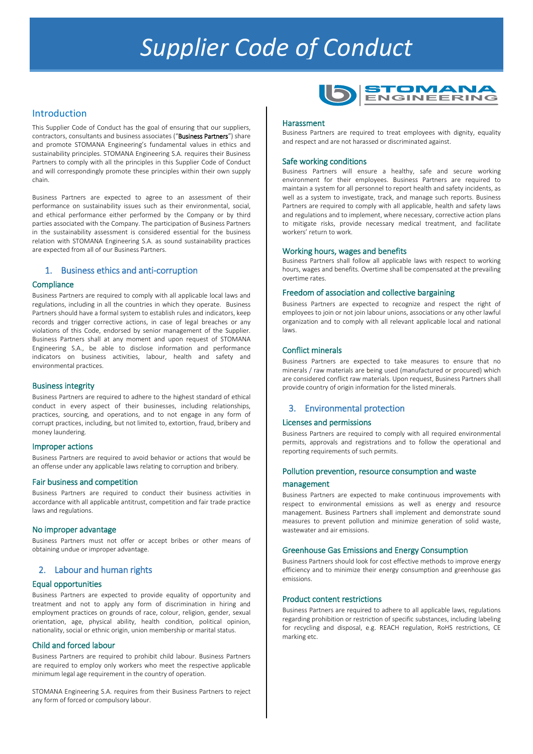# Supplier Code of Conduct

## Introduction

This Supplier Code of Conduct has the goal of ensuring that our suppliers, contractors, consultants and business associates ("**Business Partners**") share and promote STOMANA Engineering's fundamental values in ethics and sustainability principles. STOMANA Engineering S.A. requires their Business Partners to comply with all the principles in this Supplier Code of Conduct and will correspondingly promote these principles within their own supply chain.

Business Partners are expected to agree to an assessment of their performance on sustainability issues such as their environmental, social, and ethical performance either performed by the Company or by third parties associated with the Company. The participation of Business Partners in the sustainability assessment is considered essential for the business relation with STOMANA Engineering S.A. as sound sustainability practices are expected from all of our Business Partners.

## 1. Business ethics and anti-corruption

### Compliance

Business Partners are required to comply with all applicable local laws and regulations, including in all the countries in which they operate. Business Partners should have a formal system to establish rules and indicators, keep records and trigger corrective actions, in case of legal breaches or any violations of this Code, endorsed by senior management of the Supplier. Business Partners shall at any moment and upon request of STOMANA Engineering S.A., be able to disclose information and performance indicators on business activities, labour, health and safety and environmental practices.

### Business integrity

Business Partners are required to adhere to the highest standard of ethical conduct in every aspect of their businesses, including relationships, practices, sourcing, and operations, and to not engage in any form of corrupt practices, including, but not limited to, extortion, fraud, bribery and money laundering.

### Improper actions

Business Partners are required to avoid behavior or actions that would be an offense under any applicable laws relating to corruption and bribery.

### Fair business and competition

Business Partners are required to conduct their business activities in accordance with all applicable antitrust, competition and fair trade practice laws and regulations.

### No improper advantage

Business Partners must not offer or accept bribes or other means of obtaining undue or improper advantage.

## 2. Labour and human rights

### Equal opportunities

Business Partners are expected to provide equality of opportunity and treatment and not to apply any form of discrimination in hiring and employment practices on grounds of race, colour, religion, gender, sexual orientation, age, physical ability, health condition, political opinion, nationality, social or ethnic origin, union membership or marital status.

### Child and forced labour

Business Partners are required to prohibit child labour. Business Partners are required to employ only workers who meet the respective applicable minimum legal age requirement in the country of operation.

STOMANA Engineering S.A. requires from their Business Partners to reject any form of forced or compulsory labour.

### Harassment

Business Partners are required to treat employees with dignity, equality and respect and are not harassed or discriminated against.

### Safe working conditions

Business Partners will ensure a healthy, safe and secure working environment for their employees. Business Partners are required to maintain a system for all personnel to report health and safety incidents, as well as a system to investigate, track, and manage such reports. Business Partners are required to comply with all applicable, health and safety laws and regulations and to implement, where necessary, corrective action plans to mitigate risks, provide necessary medical treatment, and facilitate workers' return to work.

### Working hours, wages and benefits

Business Partners shall follow all applicable laws with respect to working hours, wages and benefits. Overtime shall be compensated at the prevailing overtime rates.

### Freedom of association and collective bargaining

Business Partners are expected to recognize and respect the right of employees to join or not join labour unions, associations or any other lawful organization and to comply with all relevant applicable local and national laws.

### Conflict minerals

Business Partners are expected to take measures to ensure that no minerals / raw materials are being used (manufactured or procured) which are considered conflict raw materials. Upon request, Business Partners shall provide country of origin information for the listed minerals.

## 3. Environmental protection

### Licenses and permissions

Business Partners are required to comply with all required environmental permits, approvals and registrations and to follow the operational and reporting requirements of such permits.

### Pollution prevention, resource consumption and waste management

Business Partners are expected to make continuous improvements with respect to environmental emissions as well as energy and resource management. Business Partners shall implement and demonstrate sound measures to prevent pollution and minimize generation of solid waste, wastewater and air emissions.

### Greenhouse Gas Emissions and Energy Consumption

Business Partners should look for cost effective methods to improve energy efficiency and to minimize their energy consumption and greenhouse gas emissions.

### Product content restrictions

Business Partners are required to adhere to all applicable laws, regulations regarding prohibition or restriction of specific substances, including labeling for recycling and disposal, e.g. REACH regulation, RoHS restrictions, CE marking etc.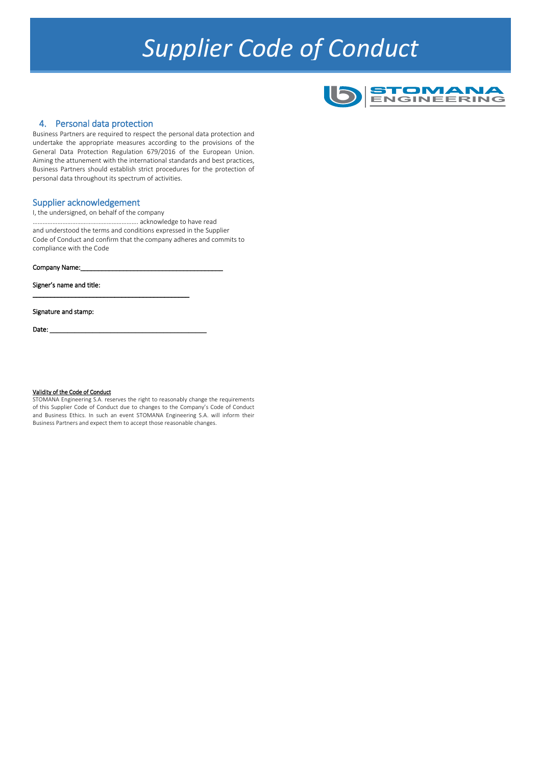## 4. Personal data protection

Business Partners are required to respect the personal data protection and undertake the appropriate measures according to the provisions of the General Data Protection Regulation 679/2016 of the European Union. Aiming the attunement with the international standards and best practices, Business Partners should establish strict procedures for the protection of personal data throughout its spectrum of activities.

## Supplier acknowledgement

I, the undersigned, on behalf of the company ………………………………………………………. acknowledge to have read and understood the terms and conditions expressed in the Supplier Code of Conduct and confirm that the company adheres and commits to compliance with the Code

**Company Name:**_______________________________________

**Signer's name and title:**

_______________________________________

**Signature and stamp:**

**Date:** _______________________________________

**Validity of the Code of Conduct**

STOMANA Engineering S.A. reserves the right to reasonably change the requirements of this Supplier Code of Conduct due to changes to the Company's Code of Conduct and Business Ethics. In such an event STOMANA Engineering S.A. will inform their Business Partners and expect them to accept those reasonable changes.